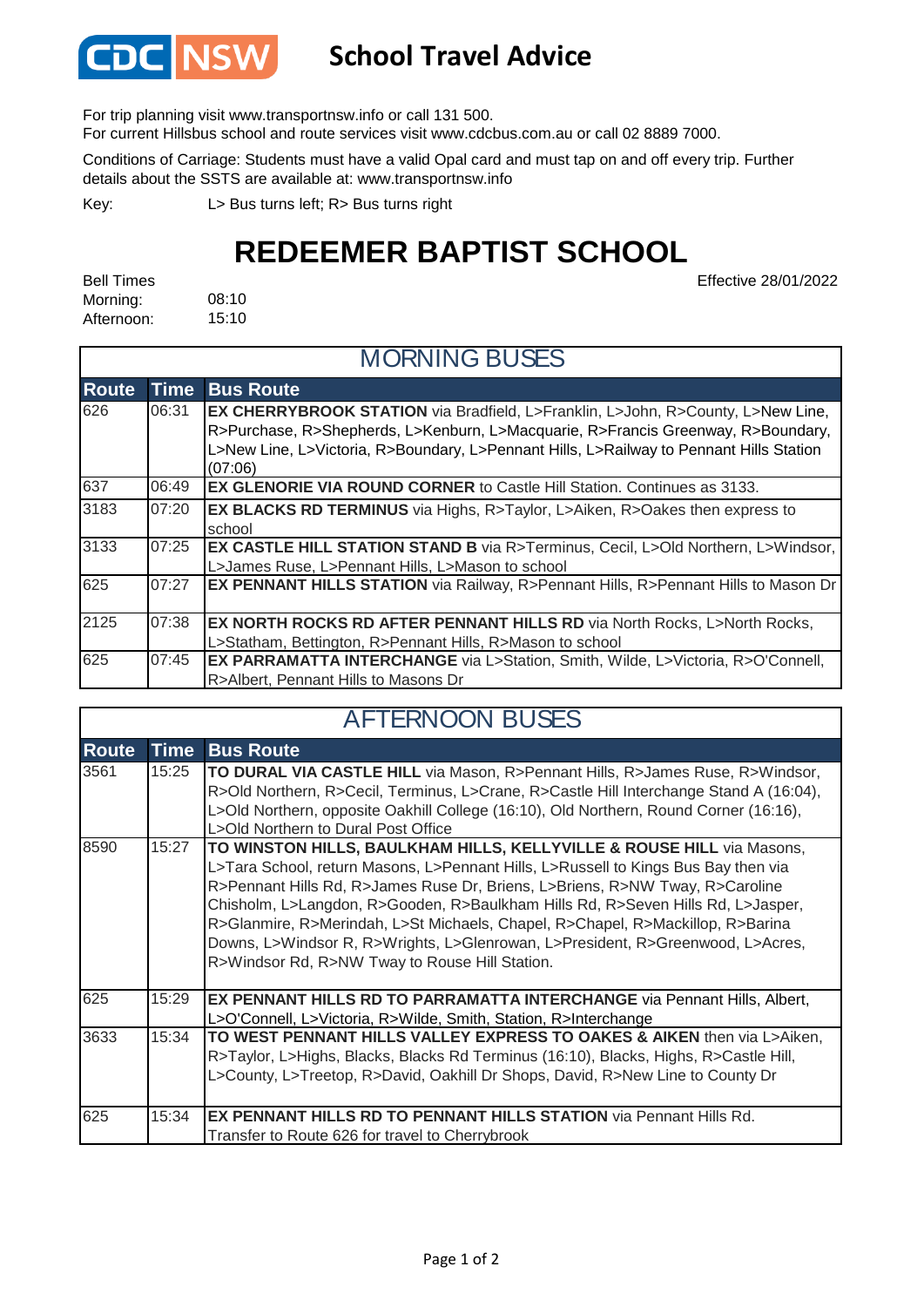# School Travel Advice

For trip planning visit www.transportnsw.info or call 131 500.
For current Hillsbus school and route services visit www.cdcbus.com.au or call 02 8889 7000.

Conditions of Carriage: Students must have a valid Opal card and must tap on and off every trip. Further details about the SSTS are available at: www.transportnsw.info

Key: L> Bus turns left; R> Bus turns right

# REDEEMER BAPTIST SCHOOL

Effective 28/01/2022

Bell Times
Morning: 08:10
Afternoon: 15:10

## MORNING BUSES

| Route | Time | Bus Route |
|---|---|---|
| 626 | 06:31 | **EX CHERRYBROOK STATION** via Bradfield, L>Franklin, L>John, R>County, L>New Line, R>Purchase, R>Shepherds, L>Kenburn, L>Macquarie, R>Francis Greenway, R>Boundary, L>New Line, L>Victoria, R>Boundary, L>Pennant Hills, L>Railway to Pennant Hills Station (07:06) |
| 637 | 06:49 | **EX GLENORIE VIA ROUND CORNER** to Castle Hill Station. Continues as 3133. |
| 3183 | 07:20 | **EX BLACKS RD TERMINUS** via Highs, R>Taylor, L>Aiken, R>Oakes then express to school |
| 3133 | 07:25 | **EX CASTLE HILL STATION STAND B** via R>Terminus, Cecil, L>Old Northern, L>Windsor, L>James Ruse, L>Pennant Hills, L>Mason to school |
| 625 | 07:27 | **EX PENNANT HILLS STATION** via Railway, R>Pennant Hills, R>Pennant Hills to Mason Dr |
| 2125 | 07:38 | **EX NORTH ROCKS RD AFTER PENNANT HILLS RD** via North Rocks, L>North Rocks, L>Statham, Bettington, R>Pennant Hills, R>Mason to school |
| 625 | 07:45 | **EX PARRAMATTA INTERCHANGE** via L>Station, Smith, Wilde, L>Victoria, R>O'Connell, R>Albert, Pennant Hills to Masons Dr |

## AFTERNOON BUSES

| Route | Time | Bus Route |
|---|---|---|
| 3561 | 15:25 | **TO DURAL VIA CASTLE HILL** via Mason, R>Pennant Hills, R>James Ruse, R>Windsor, R>Old Northern, R>Cecil, Terminus, L>Crane, R>Castle Hill Interchange Stand A (16:04), L>Old Northern, opposite Oakhill College (16:10), Old Northern, Round Corner (16:16), L>Old Northern to Dural Post Office |
| 8590 | 15:27 | **TO WINSTON HILLS, BAULKHAM HILLS, KELLYVILLE & ROUSE HILL** via Masons, L>Tara School, return Masons, L>Pennant Hills, L>Russell to Kings Bus Bay then via R>Pennant Hills Rd, R>James Ruse Dr, Briens, L>Briens, R>NW Tway, R>Caroline Chisholm, L>Langdon, R>Gooden, R>Baulkham Hills Rd, R>Seven Hills Rd, L>Jasper, R>Glanmire, R>Merindah, L>St Michaels, Chapel, R>Chapel, R>Mackillop, R>Barina Downs, L>Windsor R, R>Wrights, L>Glenrowan, L>President, R>Greenwood, L>Acres, R>Windsor Rd, R>NW Tway to Rouse Hill Station. |
| 625 | 15:29 | **EX PENNANT HILLS RD TO PARRAMATTA INTERCHANGE** via Pennant Hills, Albert, L>O'Connell, L>Victoria, R>Wilde, Smith, Station, R>Interchange |
| 3633 | 15:34 | **TO WEST PENNANT HILLS VALLEY EXPRESS TO OAKES & AIKEN** then via L>Aiken, R>Taylor, L>Highs, Blacks, Blacks Rd Terminus (16:10), Blacks, Highs, R>Castle Hill, L>County, L>Treetop, R>David, Oakhill Dr Shops, David, R>New Line to County Dr |
| 625 | 15:34 | **EX PENNANT HILLS RD TO PENNANT HILLS STATION** via Pennant Hills Rd. Transfer to Route 626 for travel to Cherrybrook |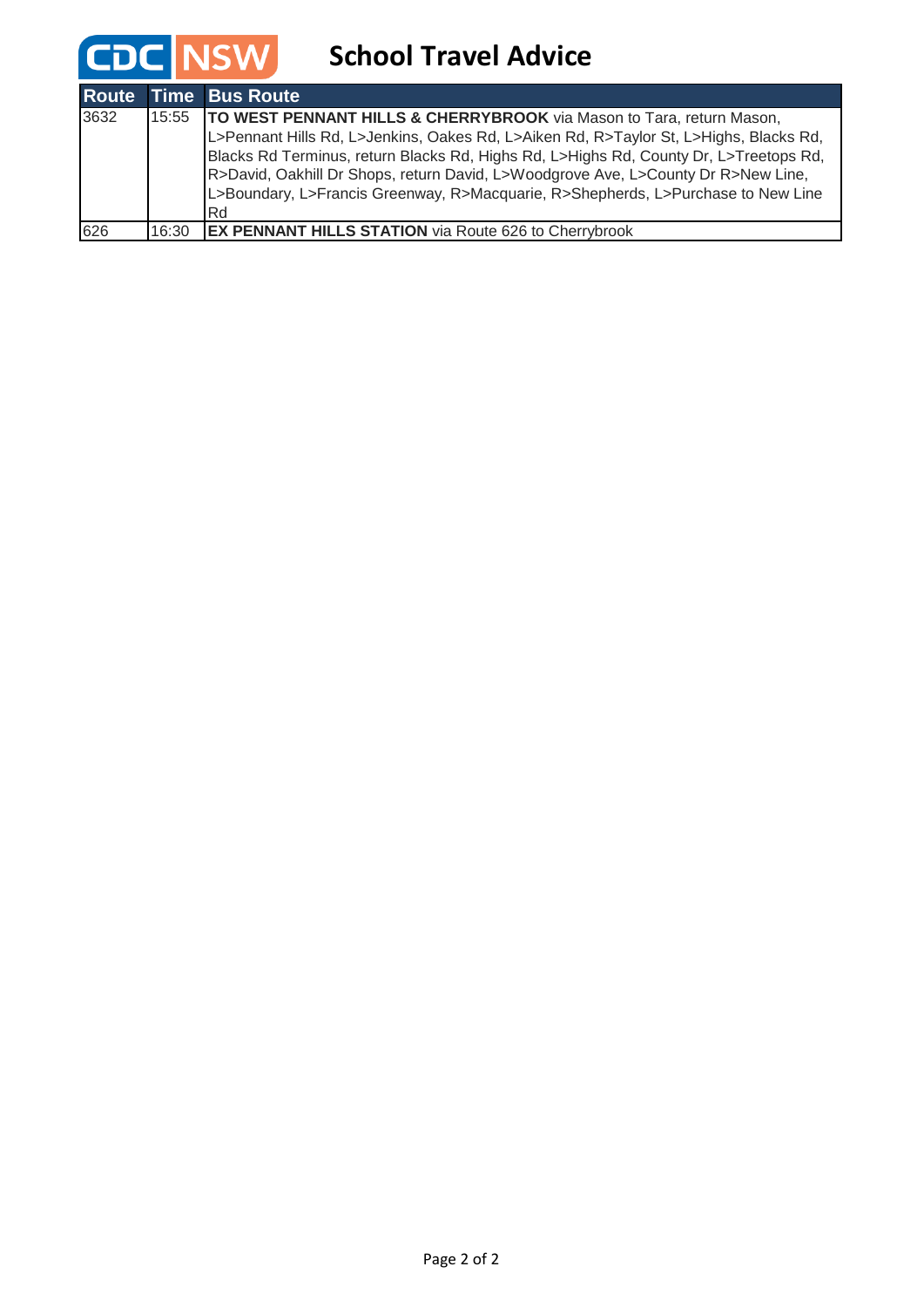# CDC NSW School Travel Advice

| Route | Time | Bus Route |
|---|---|---|
| 3632 | 15:55 | **TO WEST PENNANT HILLS & CHERRYBROOK** via Mason to Tara, return Mason, L>Pennant Hills Rd, L>Jenkins, Oakes Rd, L>Aiken Rd, R>Taylor St, L>Highs, Blacks Rd, Blacks Rd Terminus, return Blacks Rd, Highs Rd, L>Highs Rd, County Dr, L>Treetops Rd, R>David, Oakhill Dr Shops, return David, L>Woodgrove Ave, L>County Dr R>New Line, L>Boundary, L>Francis Greenway, R>Macquarie, R>Shepherds, L>Purchase to New Line Rd |
| 626 | 16:30 | **EX PENNANT HILLS STATION** via Route 626 to Cherrybrook |